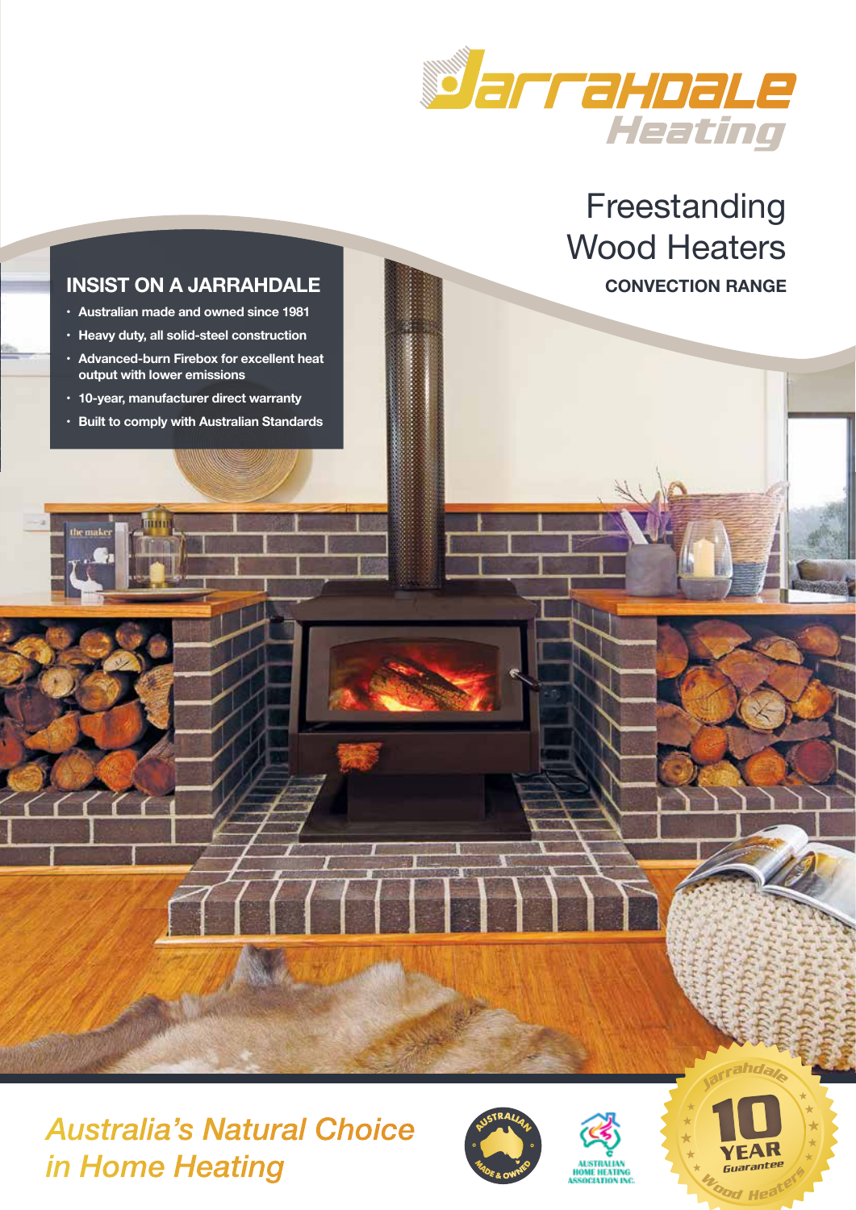# Jarrahdale Heating

## Freestanding Wood Heaters

**CONVECTION RANGE**

### INSIST ON A JARRAHDALE

- Australian made and owned since 1981
- Heavy duty, all solid-steel construction
- Advanced-burn Firebox for excellent heat output with lower emissions
- 10-year, manufacturer direct warranty
- Built to comply with Australian Standards

*Australia's Natural Choice in Home Heating*

Australian Made & Owned

Australian Home Heating Association Inc.

Jarrahdale 10 Year Guarantee Wood Heaters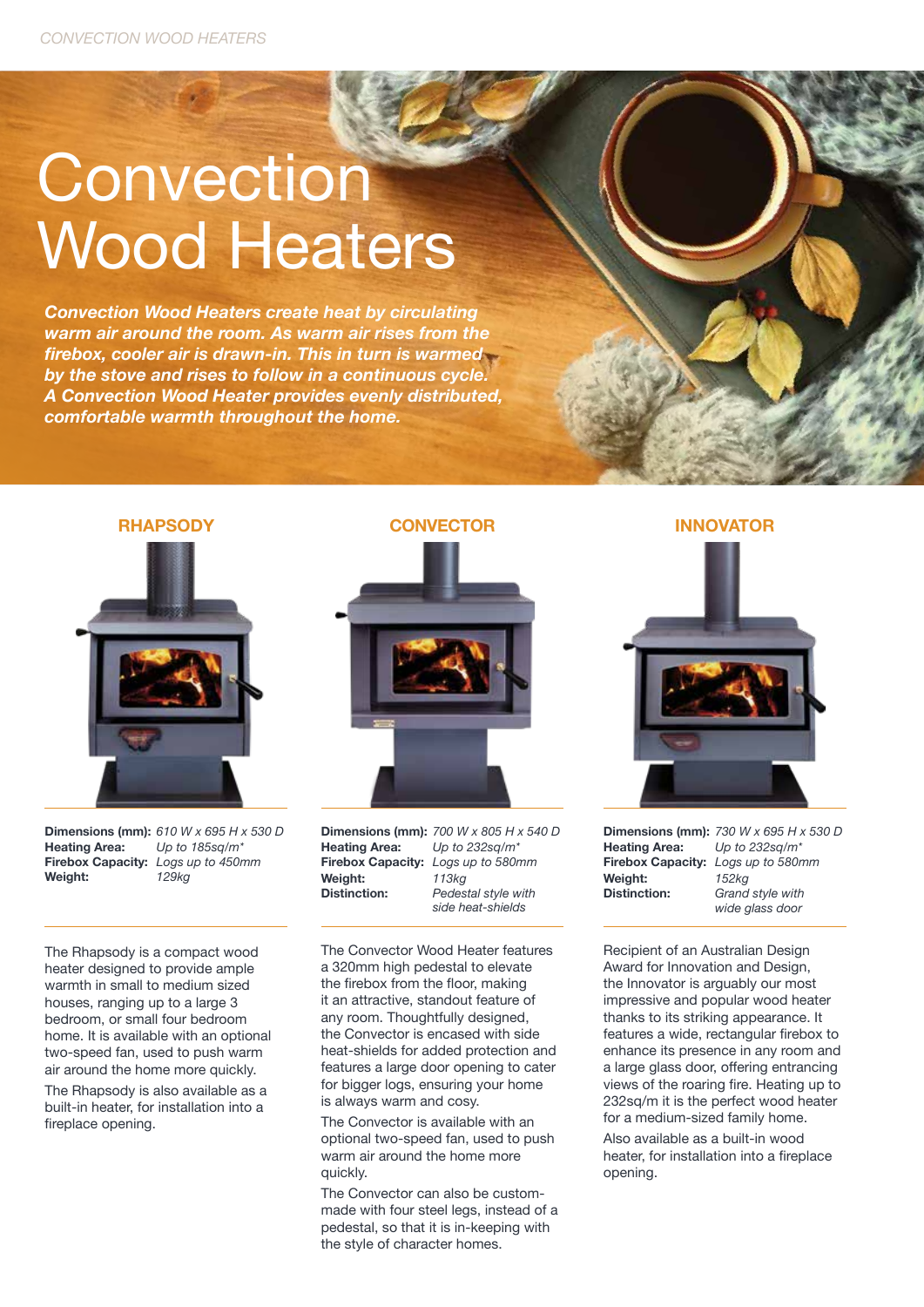# Convection Wood Heaters

***Convection Wood Heaters create heat by circulating warm air around the room. As warm air rises from the firebox, cooler air is drawn-in. This in turn is warmed by the stove and rises to follow in a continuous cycle. A Convection Wood Heater provides evenly distributed, comfortable warmth throughout the home.***

## RHAPSODY

**Dimensions (mm):** *610 W x 695 H x 530 D*
**Heating Area:** *Up to 185sq/m\**
**Firebox Capacity:** *Logs up to 450mm*
**Weight:** *129kg*

The Rhapsody is a compact wood heater designed to provide ample warmth in small to medium sized houses, ranging up to a large 3 bedroom, or small four bedroom home. It is available with an optional two-speed fan, used to push warm air around the home more quickly.

The Rhapsody is also available as a built-in heater, for installation into a fireplace opening.

## CONVECTOR

**Dimensions (mm):** *700 W x 805 H x 540 D*
**Heating Area:** *Up to 232sq/m\**
**Firebox Capacity:** *Logs up to 580mm*
**Weight:** *113kg*
**Distinction:** *Pedestal style with side heat-shields*

The Convector Wood Heater features a 320mm high pedestal to elevate the firebox from the floor, making it an attractive, standout feature of any room. Thoughtfully designed, the Convector is encased with side heat-shields for added protection and features a large door opening to cater for bigger logs, ensuring your home is always warm and cosy.

The Convector is available with an optional two-speed fan, used to push warm air around the home more quickly.

The Convector can also be custom-made with four steel legs, instead of a pedestal, so that it is in-keeping with the style of character homes.

## INNOVATOR

**Dimensions (mm):** *730 W x 695 H x 530 D*
**Heating Area:** *Up to 232sq/m\**
**Firebox Capacity:** *Logs up to 580mm*
**Weight:** *152kg*
**Distinction:** *Grand style with wide glass door*

Recipient of an Australian Design Award for Innovation and Design, the Innovator is arguably our most impressive and popular wood heater thanks to its striking appearance. It features a wide, rectangular firebox to enhance its presence in any room and a large glass door, offering entrancing views of the roaring fire. Heating up to 232sq/m it is the perfect wood heater for a medium-sized family home.

Also available as a built-in wood heater, for installation into a fireplace opening.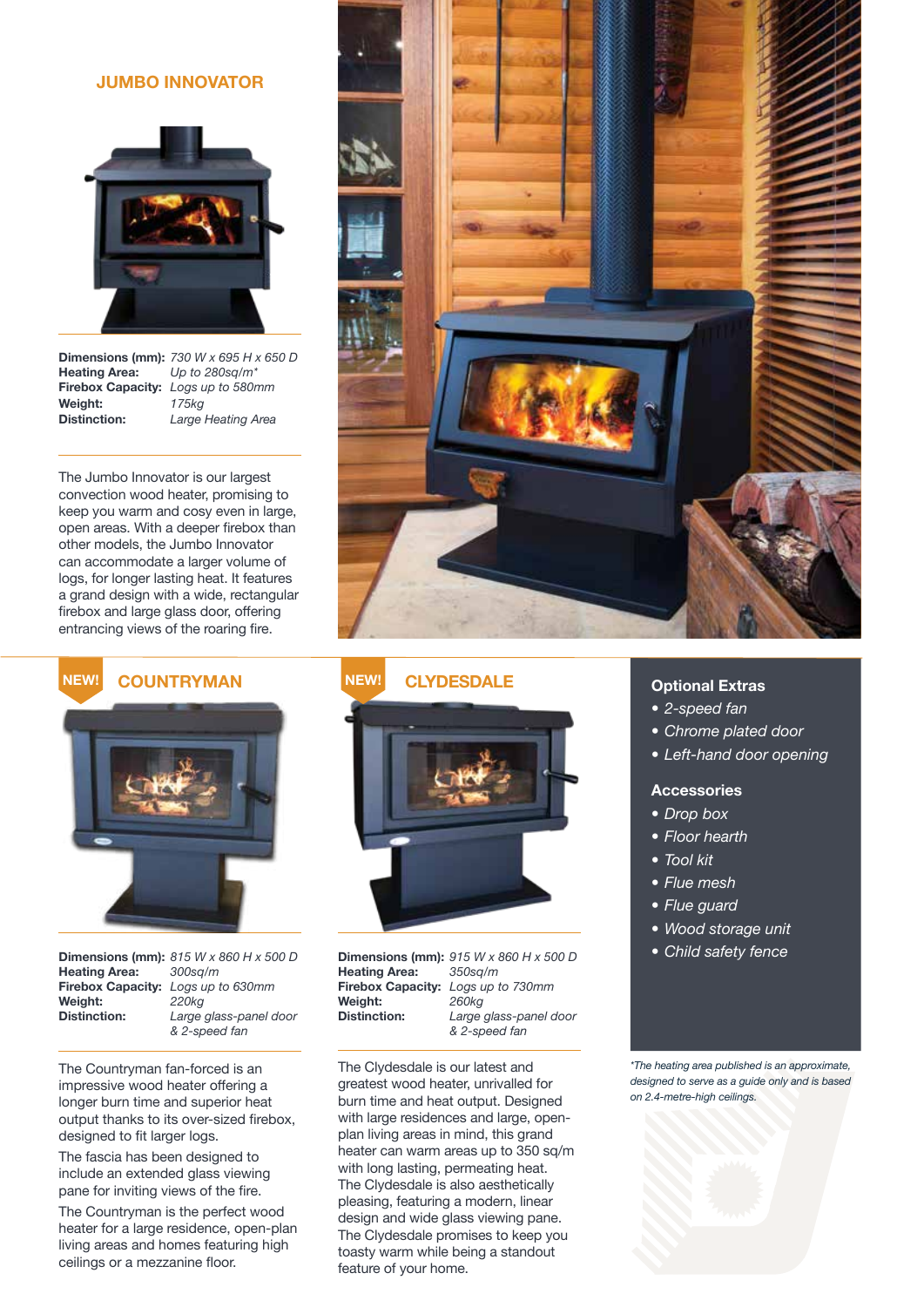## JUMBO INNOVATOR

**Dimensions (mm):** *730 W x 695 H x 650 D*
**Heating Area:** *Up to 280sq/m**
**Firebox Capacity:** *Logs up to 580mm*
**Weight:** *175kg*
**Distinction:** *Large Heating Area*

The Jumbo Innovator is our largest convection wood heater, promising to keep you warm and cosy even in large, open areas. With a deeper firebox than other models, the Jumbo Innovator can accommodate a larger volume of logs, for longer lasting heat. It features a grand design with a wide, rectangular firebox and large glass door, offering entrancing views of the roaring fire.

## NEW! COUNTRYMAN

**Dimensions (mm):** *815 W x 860 H x 500 D*
**Heating Area:** *300sq/m*
**Firebox Capacity:** *Logs up to 630mm*
**Weight:** *220kg*
**Distinction:** *Large glass-panel door & 2-speed fan*

The Countryman fan-forced is an impressive wood heater offering a longer burn time and superior heat output thanks to its over-sized firebox, designed to fit larger logs.

The fascia has been designed to include an extended glass viewing pane for inviting views of the fire.

The Countryman is the perfect wood heater for a large residence, open-plan living areas and homes featuring high ceilings or a mezzanine floor.

## NEW! CLYDESDALE

**Dimensions (mm):** *915 W x 860 H x 500 D*
**Heating Area:** *350sq/m*
**Firebox Capacity:** *Logs up to 730mm*
**Weight:** *260kg*
**Distinction:** *Large glass-panel door & 2-speed fan*

The Clydesdale is our latest and greatest wood heater, unrivalled for burn time and heat output. Designed with large residences and large, open-plan living areas in mind, this grand heater can warm areas up to 350 sq/m with long lasting, permeating heat. The Clydesdale is also aesthetically pleasing, featuring a modern, linear design and wide glass viewing pane. The Clydesdale promises to keep you toasty warm while being a standout feature of your home.

### Optional Extras

- *2-speed fan*
- *Chrome plated door*
- *Left-hand door opening*

### Accessories

- *Drop box*
- *Floor hearth*
- *Tool kit*
- *Flue mesh*
- *Flue guard*
- *Wood storage unit*
- *Child safety fence*

*\*The heating area published is an approximate, designed to serve as a guide only and is based on 2.4-metre-high ceilings.*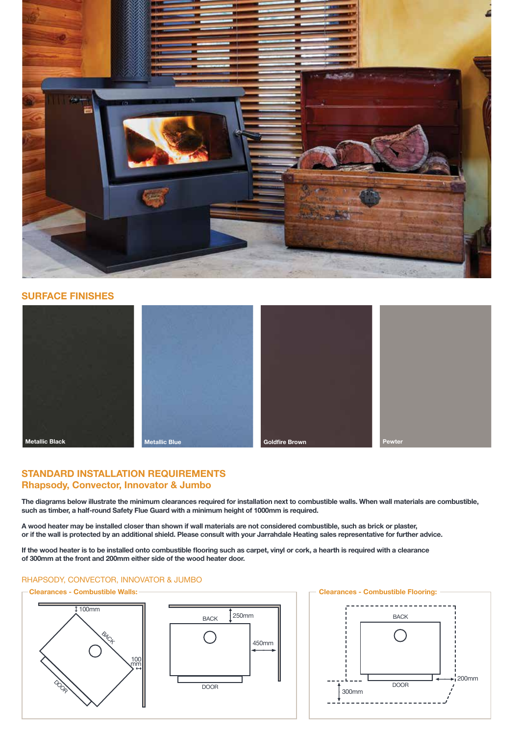## SURFACE FINISHES

Metallic Black

Metallic Blue

Goldfire Brown

Pewter

## STANDARD INSTALLATION REQUIREMENTS

### Rhapsody, Convector, Innovator & Jumbo

**The diagrams below illustrate the minimum clearances required for installation next to combustible walls. When wall materials are combustible, such as timber, a half-round Safety Flue Guard with a minimum height of 1000mm is required.**

**A wood heater may be installed closer than shown if wall materials are not considered combustible, such as brick or plaster, or if the wall is protected by an additional shield. Please consult with your Jarrahdale Heating sales representative for further advice.**

**If the wood heater is to be installed onto combustible flooring such as carpet, vinyl or cork, a hearth is required with a clearance of 300mm at the front and 200mm either side of the wood heater door.**

RHAPSODY, CONVECTOR, INNOVATOR & JUMBO

**Clearances - Combustible Walls:**

100mm

BACK

100 mm

DOOR

BACK

250mm

450mm

DOOR

**Clearances - Combustible Flooring:**

BACK

DOOR

200mm

300mm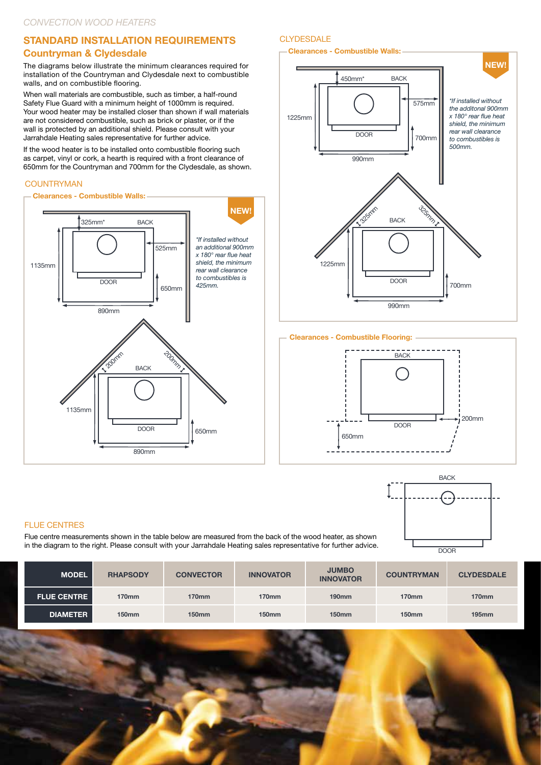*CONVECTION WOOD HEATERS*

## STANDARD INSTALLATION REQUIREMENTS

### Countryman & Clydesdale

The diagrams below illustrate the minimum clearances required for installation of the Countryman and Clydesdale next to combustible walls, and on combustible flooring.

When wall materials are combustible, such as timber, a half-round Safety Flue Guard with a minimum height of 1000mm is required. Your wood heater may be installed closer than shown if wall materials are not considered combustible, such as brick or plaster, or if the wall is protected by an additional shield. Please consult with your Jarrahdale Heating sales representative for further advice.

If the wood heater is to be installed onto combustible flooring such as carpet, vinyl or cork, a hearth is required with a front clearance of 650mm for the Countryman and 700mm for the Clydesdale, as shown.

### COUNTRYMAN

**Clearances - Combustible Walls:**

NEW!

325mm* BACK 525mm 1135mm DOOR 650mm 890mm

*\*If installed without an additional 900mm x 180° rear flue heat shield, the minimum rear wall clearance to combustibles is 425mm.*

200mm 200mm BACK 1135mm DOOR 650mm 890mm

### CLYDESDALE

**Clearances - Combustible Walls:**

NEW!

450mm* BACK 575mm 1225mm DOOR 700mm 990mm

*\*If installed without the additonal 900mm x 180° rear flue heat shield, the minimum rear wall clearance to combustibles is 500mm.*

325mm 325mm BACK 1225mm DOOR 700mm 990mm

**Clearances - Combustible Flooring:**

BACK DOOR 200mm 650mm

### FLUE CENTRES

Flue centre measurements shown in the table below are measured from the back of the wood heater, as shown in the diagram to the right. Please consult with your Jarrahdale Heating sales representative for further advice.

BACK DOOR

| MODEL | RHAPSODY | CONVECTOR | INNOVATOR | JUMBO INNOVATOR | COUNTRYMAN | CLYDESDALE |
|---|---|---|---|---|---|---|
| FLUE CENTRE | 170mm | 170mm | 170mm | 190mm | 170mm | 170mm |
| DIAMETER | 150mm | 150mm | 150mm | 150mm | 150mm | 195mm |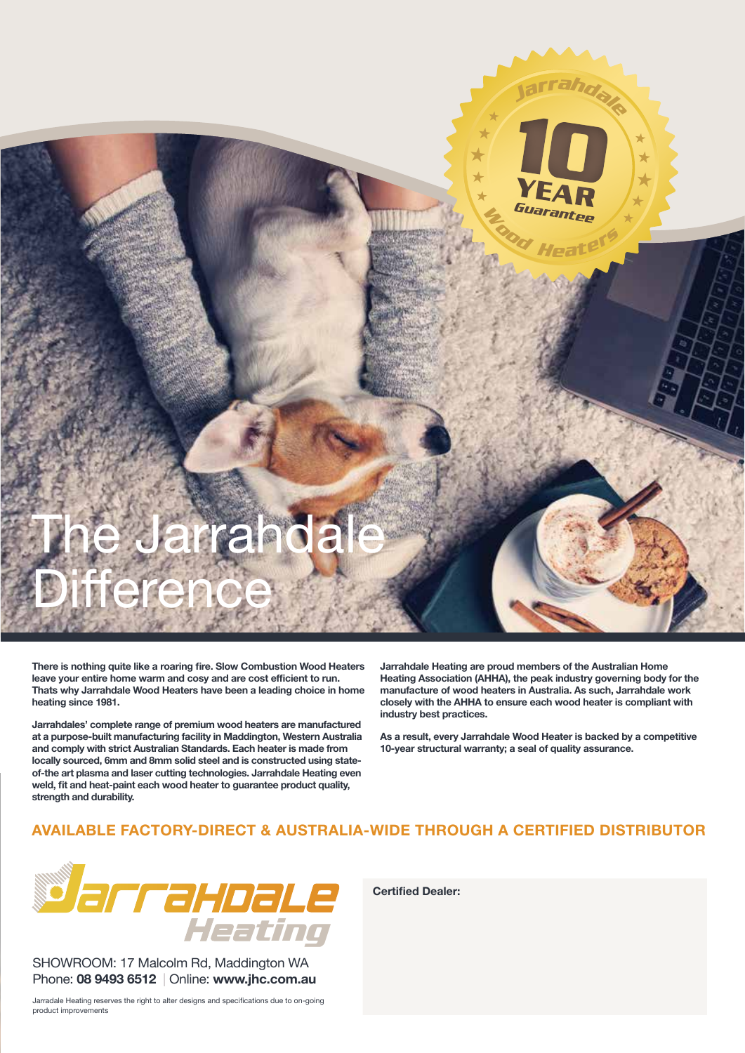# The Jarrahdale Difference

**There is nothing quite like a roaring fire. Slow Combustion Wood Heaters leave your entire home warm and cosy and are cost efficient to run. Thats why Jarrahdale Wood Heaters have been a leading choice in home heating since 1981.**

**Jarrahdales' complete range of premium wood heaters are manufactured at a purpose-built manufacturing facility in Maddington, Western Australia and comply with strict Australian Standards. Each heater is made from locally sourced, 6mm and 8mm solid steel and is constructed using state-of-the art plasma and laser cutting technologies. Jarrahdale Heating even weld, fit and heat-paint each wood heater to guarantee product quality, strength and durability.**

**Jarrahdale Heating are proud members of the Australian Home Heating Association (AHHA), the peak industry governing body for the manufacture of wood heaters in Australia. As such, Jarrahdale work closely with the AHHA to ensure each wood heater is compliant with industry best practices.**

**As a result, every Jarrahdale Wood Heater is backed by a competitive 10-year structural warranty; a seal of quality assurance.**

Jarrahdale 10 YEAR Guarantee Wood Heaters

## AVAILABLE FACTORY-DIRECT & AUSTRALIA-WIDE THROUGH A CERTIFIED DISTRIBUTOR

Jarrahdale Heating

SHOWROOM: 17 Malcolm Rd, Maddington WA
Phone: **08 9493 6512** | Online: **www.jhc.com.au**

Jarradale Heating reserves the right to alter designs and specifications due to on-going product improvements

**Certified Dealer:**